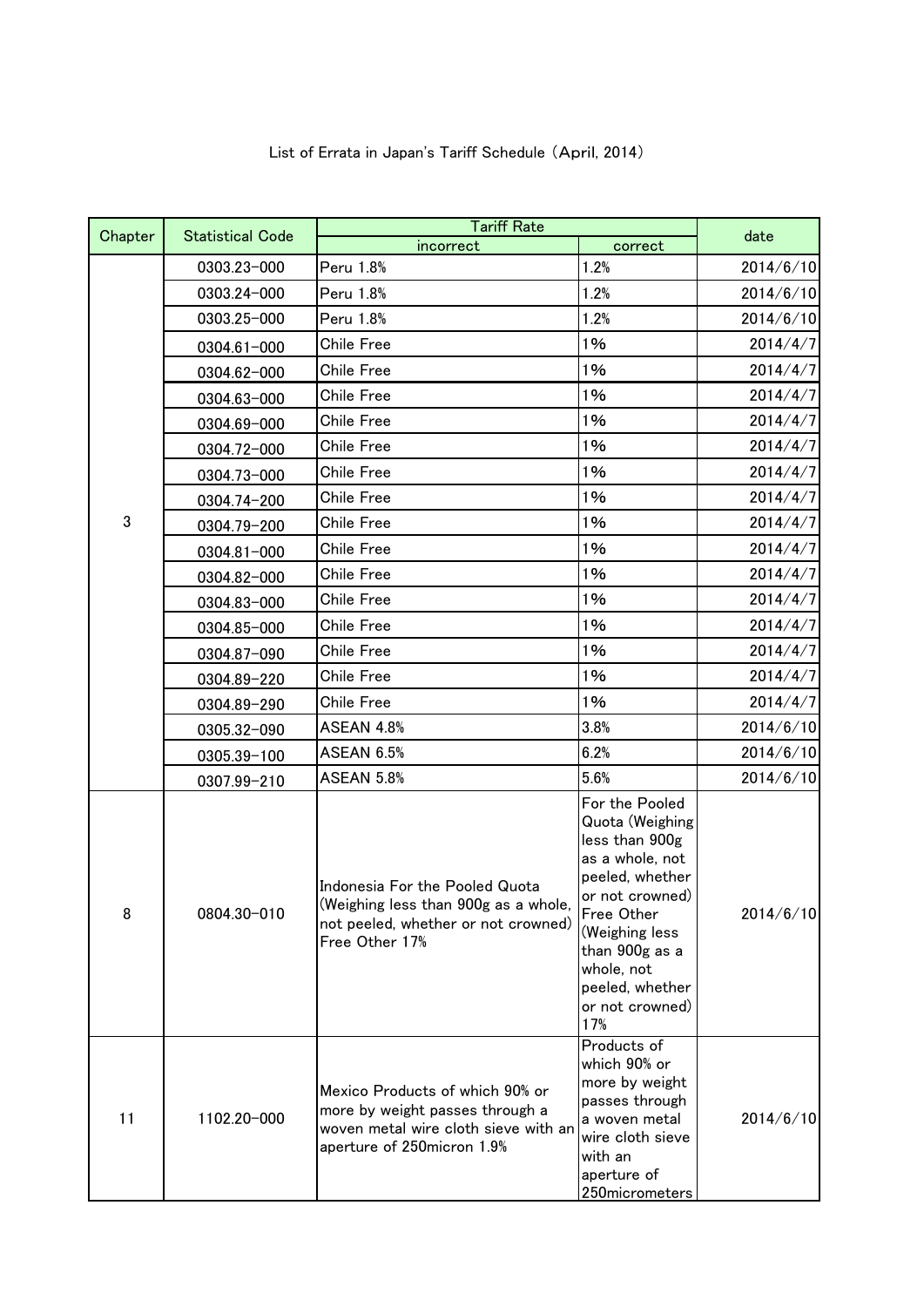List of Errata in Japan's Tariff Schedule (April, 2014)

| Chapter | Statistical Code | Tariff Rate | | date |
|---|---|---|---|---|
| | | incorrect | correct | |
| 3 | 0303.23-000 | Peru 1.8% | 1.2% | 2014/6/10 |
| | 0303.24-000 | Peru 1.8% | 1.2% | 2014/6/10 |
| | 0303.25-000 | Peru 1.8% | 1.2% | 2014/6/10 |
| | 0304.61-000 | Chile Free | 1% | 2014/4/7 |
| | 0304.62-000 | Chile Free | 1% | 2014/4/7 |
| | 0304.63-000 | Chile Free | 1% | 2014/4/7 |
| | 0304.69-000 | Chile Free | 1% | 2014/4/7 |
| | 0304.72-000 | Chile Free | 1% | 2014/4/7 |
| | 0304.73-000 | Chile Free | 1% | 2014/4/7 |
| | 0304.74-200 | Chile Free | 1% | 2014/4/7 |
| | 0304.79-200 | Chile Free | 1% | 2014/4/7 |
| | 0304.81-000 | Chile Free | 1% | 2014/4/7 |
| | 0304.82-000 | Chile Free | 1% | 2014/4/7 |
| | 0304.83-000 | Chile Free | 1% | 2014/4/7 |
| | 0304.85-000 | Chile Free | 1% | 2014/4/7 |
| | 0304.87-090 | Chile Free | 1% | 2014/4/7 |
| | 0304.89-220 | Chile Free | 1% | 2014/4/7 |
| | 0304.89-290 | Chile Free | 1% | 2014/4/7 |
| | 0305.32-090 | ASEAN 4.8% | 3.8% | 2014/6/10 |
| | 0305.39-100 | ASEAN 6.5% | 6.2% | 2014/6/10 |
| | 0307.99-210 | ASEAN 5.8% | 5.6% | 2014/6/10 |
| 8 | 0804.30-010 | Indonesia For the Pooled Quota (Weighing less than 900g as a whole, not peeled, whether or not crowned) Free Other 17% | For the Pooled Quota (Weighing less than 900g as a whole, not peeled, whether or not crowned) Free Other (Weighing less than 900g as a whole, not peeled, whether or not crowned) 17% | 2014/6/10 |
| 11 | 1102.20-000 | Mexico Products of which 90% or more by weight passes through a woven metal wire cloth sieve with an aperture of 250micron 1.9% | Products of which 90% or more by weight passes through a woven metal wire cloth sieve with an aperture of 250micrometers | 2014/6/10 |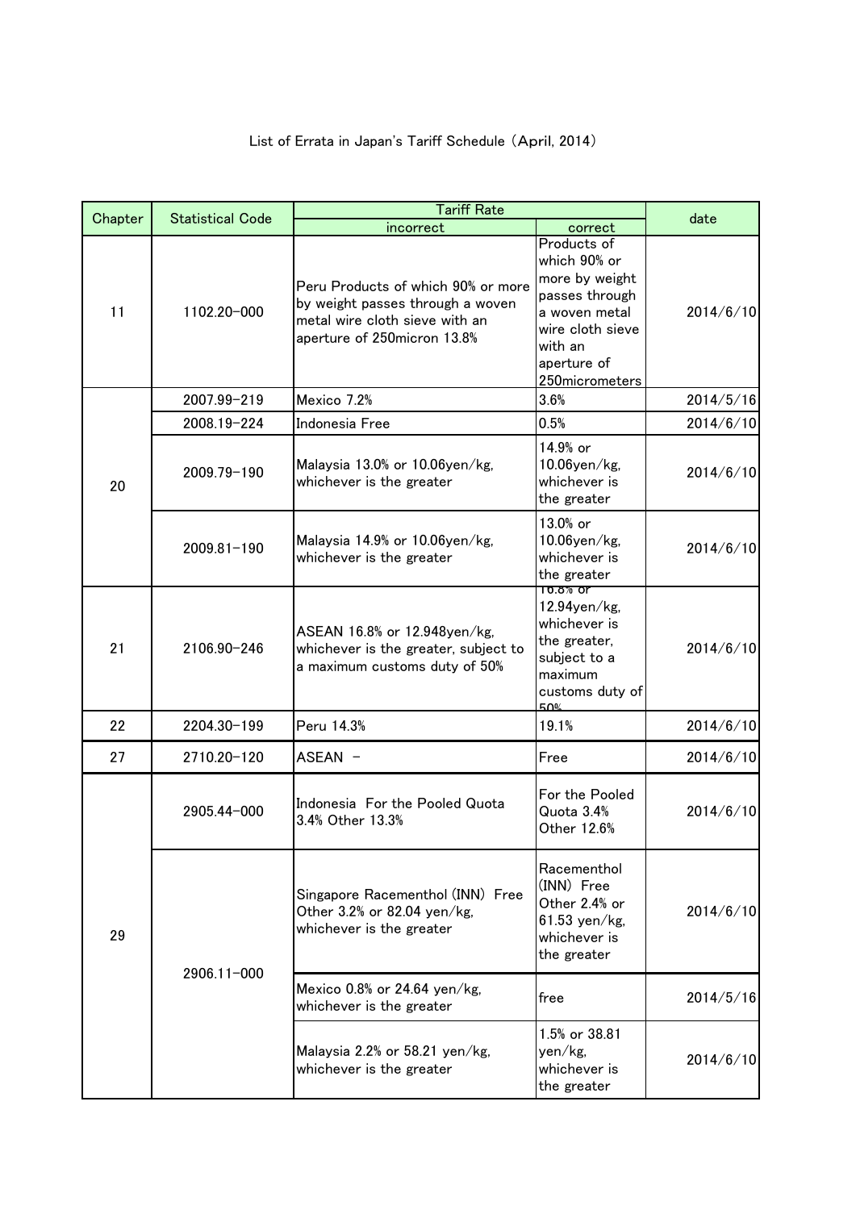List of Errata in Japan's Tariff Schedule (April, 2014)

| Chapter | Statistical Code | Tariff Rate | | date |
|---|---|---|---|---|
| | | incorrect | correct | |
| 11 | 1102.20-000 | Peru Products of which 90% or more by weight passes through a woven metal wire cloth sieve with an aperture of 250micron 13.8% | Products of which 90% or more by weight passes through a woven metal wire cloth sieve with an aperture of 250micrometers | 2014/6/10 |
| 20 | 2007.99-219 | Mexico 7.2% | 3.6% | 2014/5/16 |
| | 2008.19-224 | Indonesia Free | 0.5% | 2014/6/10 |
| | 2009.79-190 | Malaysia 13.0% or 10.06yen/kg, whichever is the greater | 14.9% or 10.06yen/kg, whichever is the greater | 2014/6/10 |
| | 2009.81-190 | Malaysia 14.9% or 10.06yen/kg, whichever is the greater | 13.0% or 10.06yen/kg, whichever is the greater | 2014/6/10 |
| 21 | 2106.90-246 | ASEAN 16.8% or 12.948yen/kg, whichever is the greater, subject to a maximum customs duty of 50% | 16.8% or 12.94yen/kg, whichever is the greater, subject to a maximum customs duty of 50% | 2014/6/10 |
| 22 | 2204.30-199 | Peru 14.3% | 19.1% | 2014/6/10 |
| 27 | 2710.20-120 | ASEAN - | Free | 2014/6/10 |
| 29 | 2905.44-000 | Indonesia For the Pooled Quota 3.4% Other 13.3% | For the Pooled Quota 3.4% Other 12.6% | 2014/6/10 |
| | 2906.11-000 | Singapore Racementhol (INN) Free Other 3.2% or 82.04 yen/kg, whichever is the greater | Racementhol (INN) Free Other 2.4% or 61.53 yen/kg, whichever is the greater | 2014/6/10 |
| | | Mexico 0.8% or 24.64 yen/kg, whichever is the greater | free | 2014/5/16 |
| | | Malaysia 2.2% or 58.21 yen/kg, whichever is the greater | 1.5% or 38.81 yen/kg, whichever is the greater | 2014/6/10 |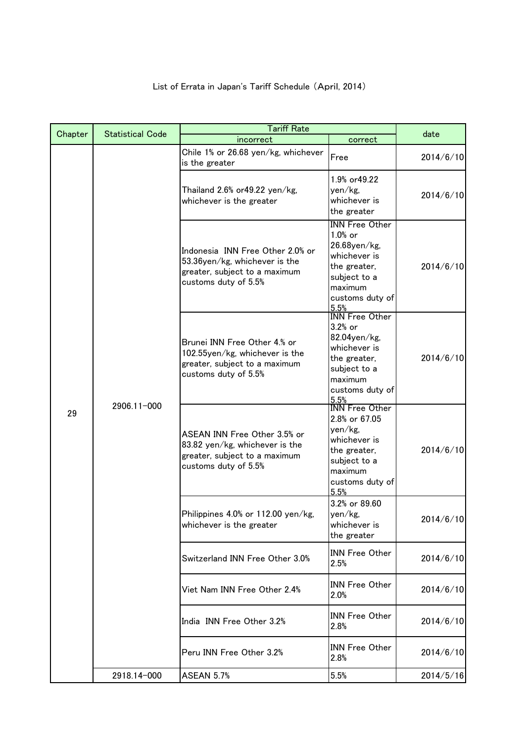List of Errata in Japan's Tariff Schedule (April, 2014)

| Chapter | Statistical Code | Tariff Rate | | date |
|---|---|---|---|---|
| | | incorrect | correct | |
| 29 | 2906.11-000 | Chile 1% or 26.68 yen/kg, whichever is the greater | Free | 2014/6/10 |
| | | Thailand 2.6% or49.22 yen/kg, whichever is the greater | 1.9% or49.22 yen/kg, whichever is the greater | 2014/6/10 |
| | | Indonesia INN Free Other 2.0% or 53.36yen/kg, whichever is the greater, subject to a maximum customs duty of 5.5% | INN Free Other 1.0% or 26.68yen/kg, whichever is the greater, subject to a maximum customs duty of 5.5% | 2014/6/10 |
| | | Brunei INN Free Other 4.% or 102.55yen/kg, whichever is the greater, subject to a maximum customs duty of 5.5% | INN Free Other 3.2% or 82.04yen/kg, whichever is the greater, subject to a maximum customs duty of 5.5% | 2014/6/10 |
| | | ASEAN INN Free Other 3.5% or 83.82 yen/kg, whichever is the greater, subject to a maximum customs duty of 5.5% | INN Free Other 2.8% or 67.05 yen/kg, whichever is the greater, subject to a maximum customs duty of 5.5% | 2014/6/10 |
| | | Philippines 4.0% or 112.00 yen/kg, whichever is the greater | 3.2% or 89.60 yen/kg, whichever is the greater | 2014/6/10 |
| | | Switzerland INN Free Other 3.0% | INN Free Other 2.5% | 2014/6/10 |
| | | Viet Nam INN Free Other 2.4% | INN Free Other 2.0% | 2014/6/10 |
| | | India INN Free Other 3.2% | INN Free Other 2.8% | 2014/6/10 |
| | | Peru INN Free Other 3.2% | INN Free Other 2.8% | 2014/6/10 |
| | 2918.14-000 | ASEAN 5.7% | 5.5% | 2014/5/16 |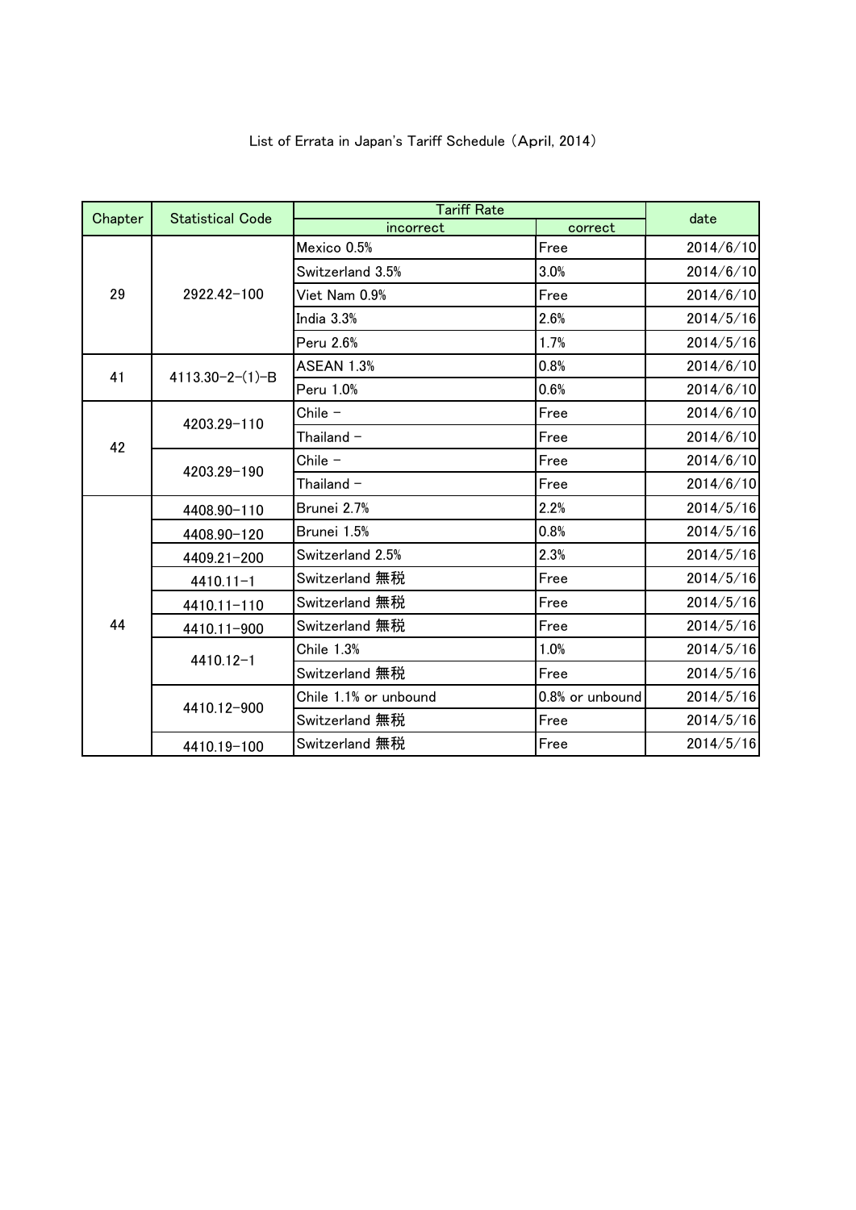List of Errata in Japan's Tariff Schedule (April, 2014)

| Chapter | Statistical Code | Tariff Rate | | date |
|---|---|---|---|---|
| | | incorrect | correct | |
| 29 | 2922.42-100 | Mexico 0.5% | Free | 2014/6/10 |
| | | Switzerland 3.5% | 3.0% | 2014/6/10 |
| | | Viet Nam 0.9% | Free | 2014/6/10 |
| | | India 3.3% | 2.6% | 2014/5/16 |
| | | Peru 2.6% | 1.7% | 2014/5/16 |
| 41 | 4113.30-2-(1)-B | ASEAN 1.3% | 0.8% | 2014/6/10 |
| | | Peru 1.0% | 0.6% | 2014/6/10 |
| 42 | 4203.29-110 | Chile - | Free | 2014/6/10 |
| | | Thailand - | Free | 2014/6/10 |
| | 4203.29-190 | Chile - | Free | 2014/6/10 |
| | | Thailand - | Free | 2014/6/10 |
| 44 | 4408.90-110 | Brunei 2.7% | 2.2% | 2014/5/16 |
| | 4408.90-120 | Brunei 1.5% | 0.8% | 2014/5/16 |
| | 4409.21-200 | Switzerland 2.5% | 2.3% | 2014/5/16 |
| | 4410.11-1 | Switzerland 無税 | Free | 2014/5/16 |
| | 4410.11-110 | Switzerland 無税 | Free | 2014/5/16 |
| | 4410.11-900 | Switzerland 無税 | Free | 2014/5/16 |
| | 4410.12-1 | Chile 1.3% | 1.0% | 2014/5/16 |
| | | Switzerland 無税 | Free | 2014/5/16 |
| | 4410.12-900 | Chile 1.1% or unbound | 0.8% or unbound | 2014/5/16 |
| | | Switzerland 無税 | Free | 2014/5/16 |
| | 4410.19-100 | Switzerland 無税 | Free | 2014/5/16 |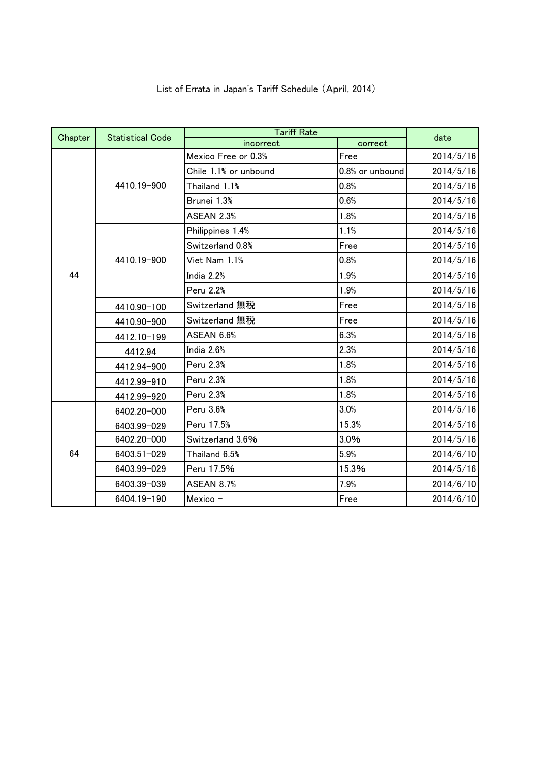List of Errata in Japan's Tariff Schedule (April, 2014)

| Chapter | Statistical Code | Tariff Rate | | date |
|---|---|---|---|---|
| | | incorrect | correct | |
| 44 | 4410.19-900 | Mexico Free or 0.3% | Free | 2014/5/16 |
| | | Chile 1.1% or unbound | 0.8% or unbound | 2014/5/16 |
| | | Thailand 1.1% | 0.8% | 2014/5/16 |
| | | Brunei 1.3% | 0.6% | 2014/5/16 |
| | | ASEAN 2.3% | 1.8% | 2014/5/16 |
| | 4410.19-900 | Philippines 1.4% | 1.1% | 2014/5/16 |
| | | Switzerland 0.8% | Free | 2014/5/16 |
| | | Viet Nam 1.1% | 0.8% | 2014/5/16 |
| | | India 2.2% | 1.9% | 2014/5/16 |
| | | Peru 2.2% | 1.9% | 2014/5/16 |
| | 4410.90-100 | Switzerland 無税 | Free | 2014/5/16 |
| | 4410.90-900 | Switzerland 無税 | Free | 2014/5/16 |
| | 4412.10-199 | ASEAN 6.6% | 6.3% | 2014/5/16 |
| | 4412.94 | India 2.6% | 2.3% | 2014/5/16 |
| | 4412.94-900 | Peru 2.3% | 1.8% | 2014/5/16 |
| | 4412.99-910 | Peru 2.3% | 1.8% | 2014/5/16 |
| | 4412.99-920 | Peru 2.3% | 1.8% | 2014/5/16 |
| 64 | 6402.20-000 | Peru 3.6% | 3.0% | 2014/5/16 |
| | 6403.99-029 | Peru 17.5% | 15.3% | 2014/5/16 |
| | 6402.20-000 | Switzerland 3.6% | 3.0% | 2014/5/16 |
| | 6403.51-029 | Thailand 6.5% | 5.9% | 2014/6/10 |
| | 6403.99-029 | Peru 17.5% | 15.3% | 2014/5/16 |
| | 6403.39-039 | ASEAN 8.7% | 7.9% | 2014/6/10 |
| | 6404.19-190 | Mexico - | Free | 2014/6/10 |